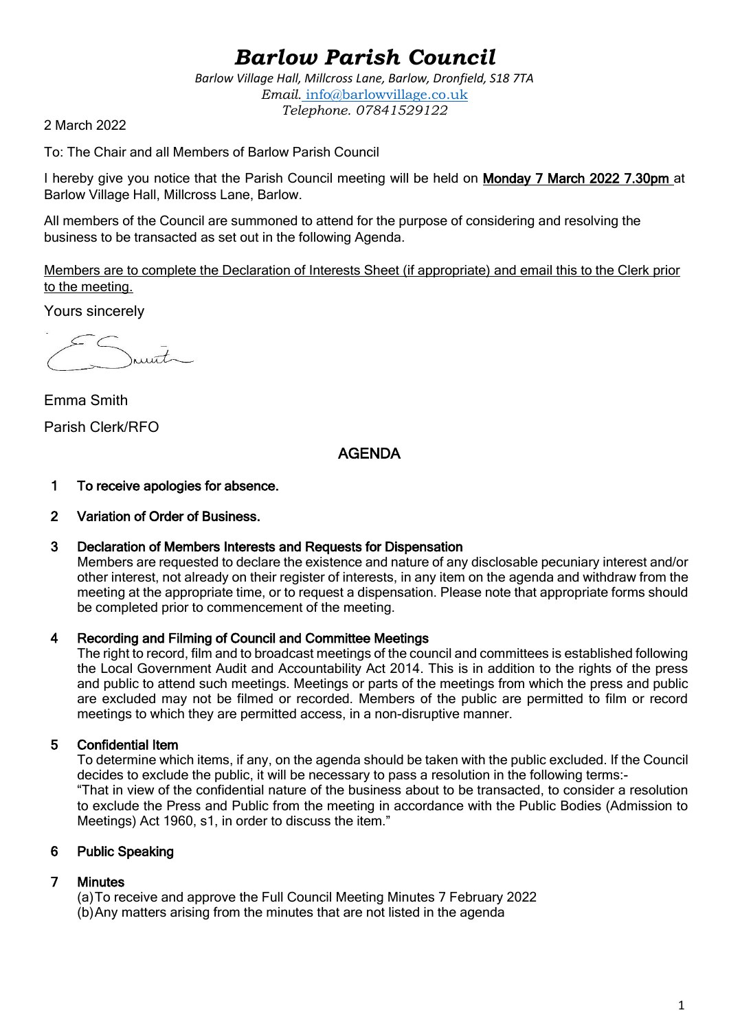# *Barlow Parish Council*

*Barlow Village Hall, Millcross Lane, Barlow, Dronfield, S18 7TA*
*Email.* info@barlowvillage.co.uk
*Telephone. 07841529122*

2 March 2022

To: The Chair and all Members of Barlow Parish Council

I hereby give you notice that the Parish Council meeting will be held on **Monday 7 March 2022 7.30pm** at Barlow Village Hall, Millcross Lane, Barlow.

All members of the Council are summoned to attend for the purpose of considering and resolving the business to be transacted as set out in the following Agenda.

Members are to complete the Declaration of Interests Sheet (if appropriate) and email this to the Clerk prior to the meeting.

Yours sincerely

Emma Smith

Parish Clerk/RFO

## AGENDA

1. **To receive apologies for absence.**

2. **Variation of Order of Business.**

3. **Declaration of Members Interests and Requests for Dispensation**
   Members are requested to declare the existence and nature of any disclosable pecuniary interest and/or other interest, not already on their register of interests, in any item on the agenda and withdraw from the meeting at the appropriate time, or to request a dispensation. Please note that appropriate forms should be completed prior to commencement of the meeting.

4. **Recording and Filming of Council and Committee Meetings**
   The right to record, film and to broadcast meetings of the council and committees is established following the Local Government Audit and Accountability Act 2014. This is in addition to the rights of the press and public to attend such meetings. Meetings or parts of the meetings from which the press and public are excluded may not be filmed or recorded. Members of the public are permitted to film or record meetings to which they are permitted access, in a non-disruptive manner.

5. **Confidential Item**
   To determine which items, if any, on the agenda should be taken with the public excluded. If the Council decides to exclude the public, it will be necessary to pass a resolution in the following terms:-
   "That in view of the confidential nature of the business about to be transacted, to consider a resolution to exclude the Press and Public from the meeting in accordance with the Public Bodies (Admission to Meetings) Act 1960, s1, in order to discuss the item."

6. **Public Speaking**

7. **Minutes**
   (a) To receive and approve the Full Council Meeting Minutes 7 February 2022
   (b) Any matters arising from the minutes that are not listed in the agenda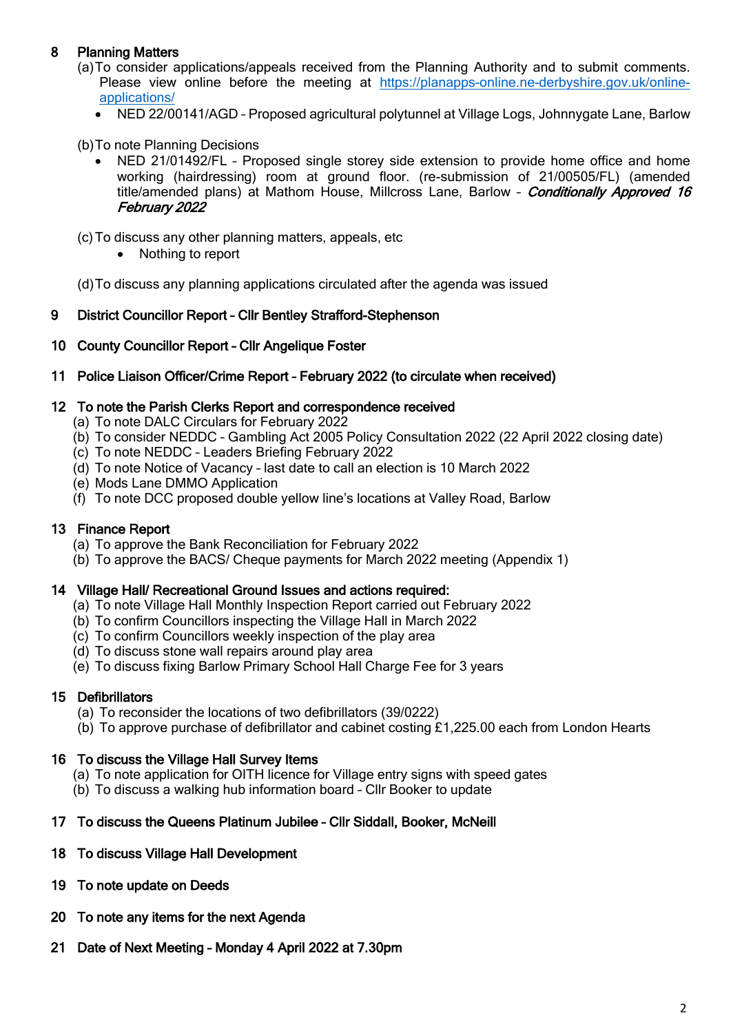## 8 Planning Matters

(a) To consider applications/appeals received from the Planning Authority and to submit comments. Please view online before the meeting at [https://planapps-online.ne-derbyshire.gov.uk/online-applications/](https://planapps-online.ne-derbyshire.gov.uk/online-applications/)

- NED 22/00141/AGD – Proposed agricultural polytunnel at Village Logs, Johnnygate Lane, Barlow

(b) To note Planning Decisions

- NED 21/01492/FL – Proposed single storey side extension to provide home office and home working (hairdressing) room at ground floor. (re-submission of 21/00505/FL) (amended title/amended plans) at Mathom House, Millcross Lane, Barlow – ***Conditionally Approved 16 February 2022***

(c) To discuss any other planning matters, appeals, etc

- Nothing to report

(d) To discuss any planning applications circulated after the agenda was issued

## 9 District Councillor Report – Cllr Bentley Strafford-Stephenson

## 10 County Councillor Report – Cllr Angelique Foster

## 11 Police Liaison Officer/Crime Report – February 2022 (to circulate when received)

## 12 To note the Parish Clerks Report and correspondence received

(a) To note DALC Circulars for February 2022
(b) To consider NEDDC – Gambling Act 2005 Policy Consultation 2022 (22 April 2022 closing date)
(c) To note NEDDC – Leaders Briefing February 2022
(d) To note Notice of Vacancy – last date to call an election is 10 March 2022
(e) Mods Lane DMMO Application
(f) To note DCC proposed double yellow line's locations at Valley Road, Barlow

## 13 Finance Report

(a) To approve the Bank Reconciliation for February 2022
(b) To approve the BACS/ Cheque payments for March 2022 meeting (Appendix 1)

## 14 Village Hall/ Recreational Ground Issues and actions required:

(a) To note Village Hall Monthly Inspection Report carried out February 2022
(b) To confirm Councillors inspecting the Village Hall in March 2022
(c) To confirm Councillors weekly inspection of the play area
(d) To discuss stone wall repairs around play area
(e) To discuss fixing Barlow Primary School Hall Charge Fee for 3 years

## 15 Defibrillators

(a) To reconsider the locations of two defibrillators (39/0222)
(b) To approve purchase of defibrillator and cabinet costing £1,225.00 each from London Hearts

## 16 To discuss the Village Hall Survey Items

(a) To note application for OITH licence for Village entry signs with speed gates
(b) To discuss a walking hub information board – Cllr Booker to update

## 17 To discuss the Queens Platinum Jubilee – Cllr Siddall, Booker, McNeill

## 18 To discuss Village Hall Development

## 19 To note update on Deeds

## 20 To note any items for the next Agenda

## 21 Date of Next Meeting – Monday 4 April 2022 at 7.30pm